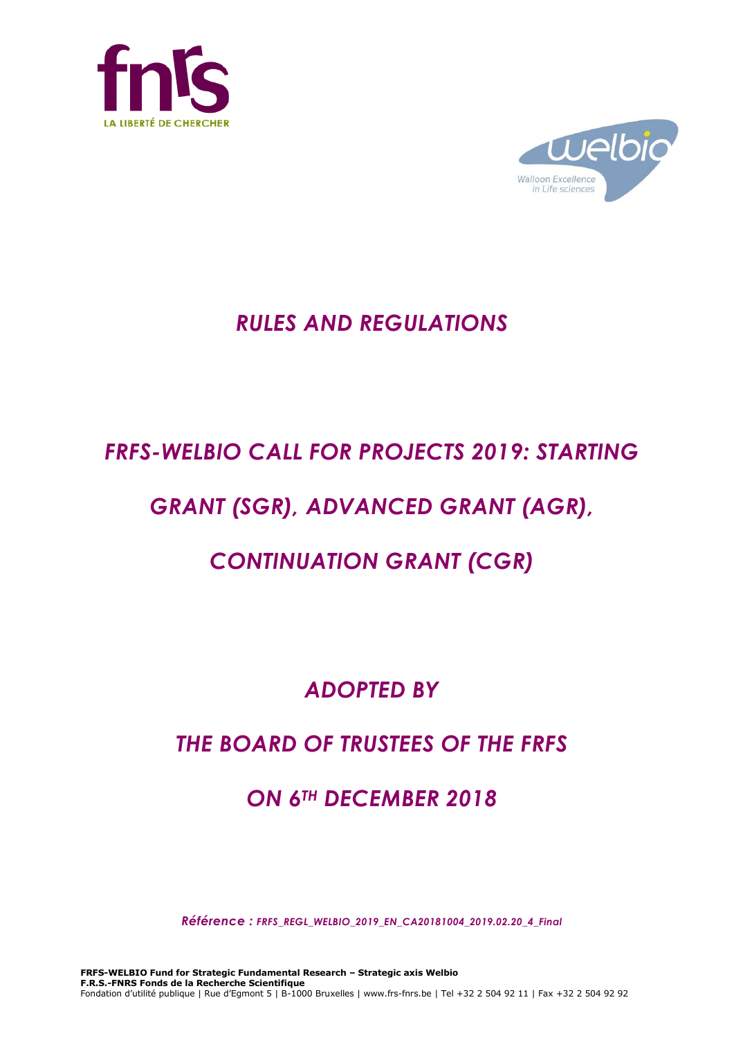# *RULES AND REGULATIONS*

# *FRFS-WELBIO CALL FOR PROJECTS 2019: STARTING GRANT (SGR), ADVANCED GRANT (AGR), CONTINUATION GRANT (CGR)*

## *ADOPTED BY*

## *THE BOARD OF TRUSTEES OF THE FRFS*

## *ON 6TH DECEMBER 2018*

*Référence : FRFS_REGL_WELBIO_2019_EN_CA20181004_2019.02.20_4_Final*

**FRFS-WELBIO Fund for Strategic Fundamental Research – Strategic axis Welbio**
**F.R.S.-FNRS Fonds de la Recherche Scientifique**
Fondation d'utilité publique | Rue d'Egmont 5 | B-1000 Bruxelles | www.frs-fnrs.be | Tel +32 2 504 92 11 | Fax +32 2 504 92 92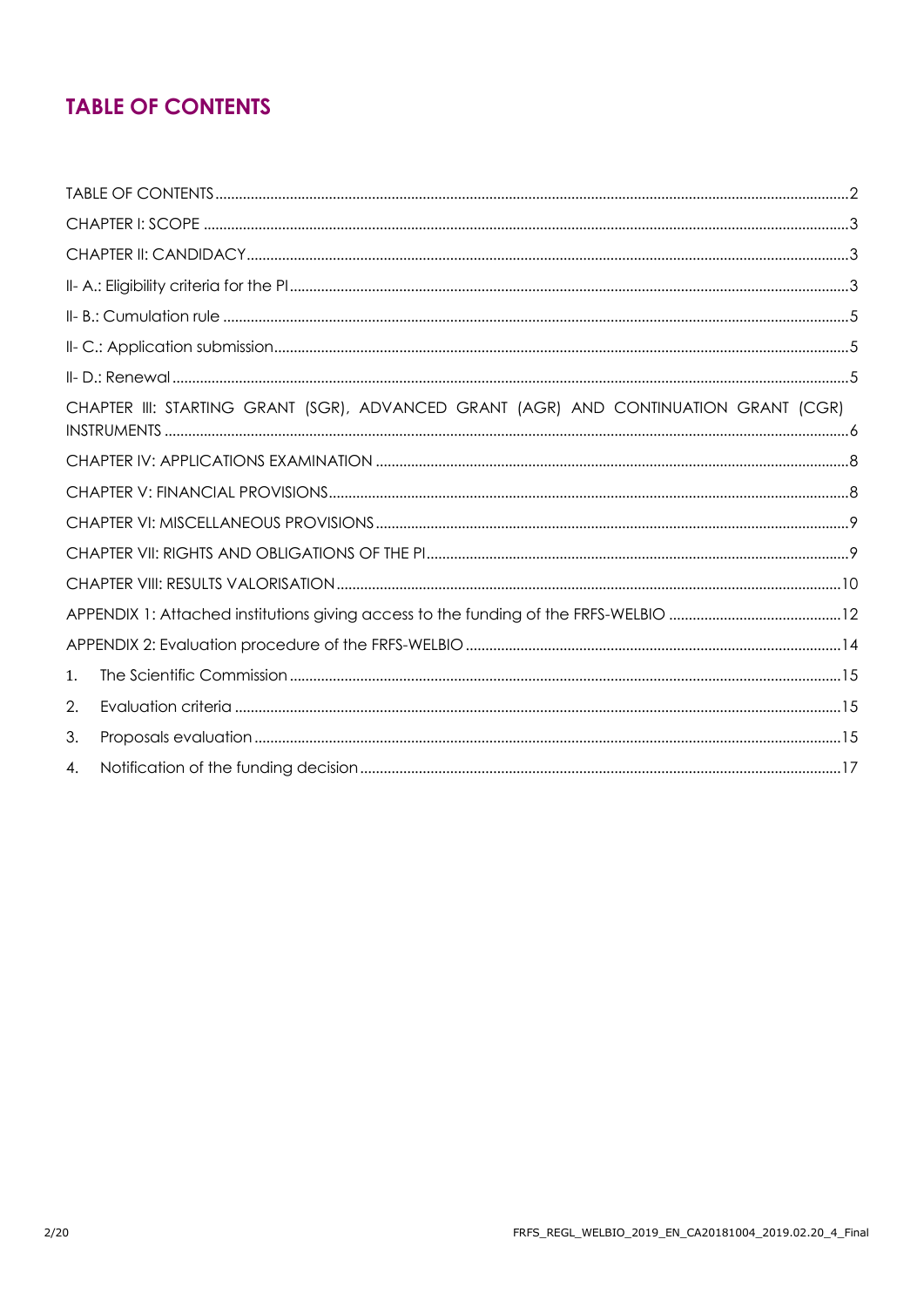# TABLE OF CONTENTS

TABLE OF CONTENTS ........ 2

CHAPTER I: SCOPE ........ 3

CHAPTER II: CANDIDACY ........ 3

II- A.: Eligibility criteria for the PI ........ 3

II- B.: Cumulation rule ........ 5

II- C.: Application submission ........ 5

II- D.: Renewal ........ 5

CHAPTER III: STARTING GRANT (SGR), ADVANCED GRANT (AGR) AND CONTINUATION GRANT (CGR) INSTRUMENTS ........ 6

CHAPTER IV: APPLICATIONS EXAMINATION ........ 8

CHAPTER V: FINANCIAL PROVISIONS ........ 8

CHAPTER VI: MISCELLANEOUS PROVISIONS ........ 9

CHAPTER VII: RIGHTS AND OBLIGATIONS OF THE PI ........ 9

CHAPTER VIII: RESULTS VALORISATION ........ 10

APPENDIX 1: Attached institutions giving access to the funding of the FRFS-WELBIO ........ 12

APPENDIX 2: Evaluation procedure of the FRFS-WELBIO ........ 14

1. The Scientific Commission ........ 15
2. Evaluation criteria ........ 15
3. Proposals evaluation ........ 15
4. Notification of the funding decision ........ 17

FRFS_REGL_WELBIO_2019_EN_CA20181004_2019.02.20_4_Final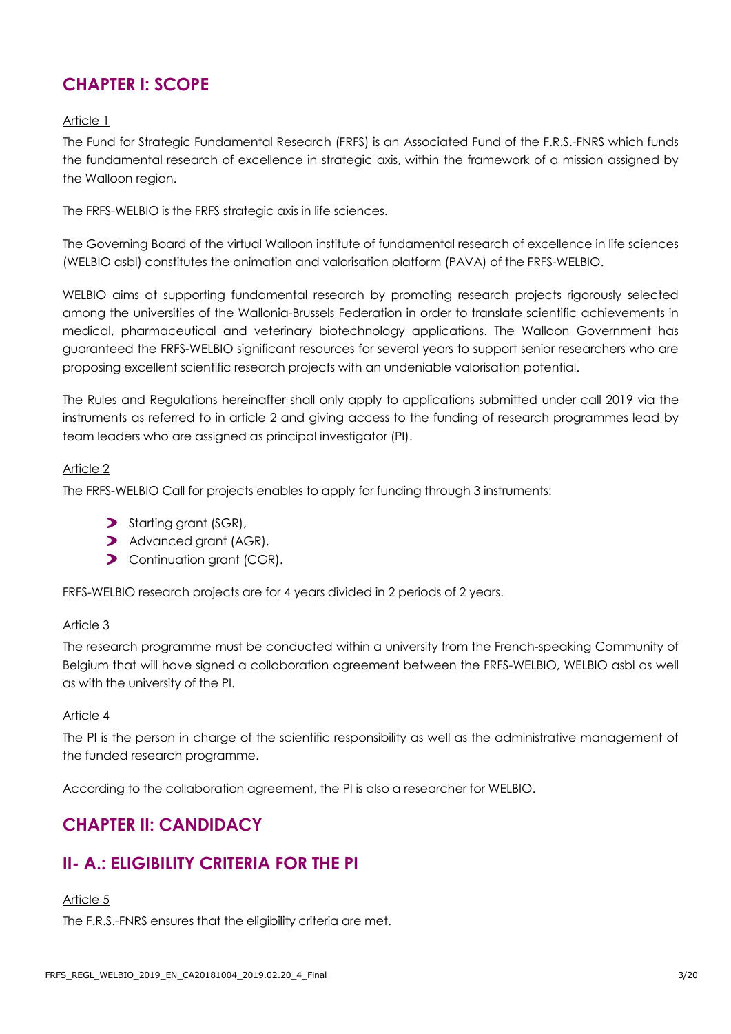## CHAPTER I: SCOPE

Article 1

The Fund for Strategic Fundamental Research (FRFS) is an Associated Fund of the F.R.S.-FNRS which funds the fundamental research of excellence in strategic axis, within the framework of a mission assigned by the Walloon region.

The FRFS-WELBIO is the FRFS strategic axis in life sciences.

The Governing Board of the virtual Walloon institute of fundamental research of excellence in life sciences (WELBIO asbl) constitutes the animation and valorisation platform (PAVA) of the FRFS-WELBIO.

WELBIO aims at supporting fundamental research by promoting research projects rigorously selected among the universities of the Wallonia-Brussels Federation in order to translate scientific achievements in medical, pharmaceutical and veterinary biotechnology applications. The Walloon Government has guaranteed the FRFS-WELBIO significant resources for several years to support senior researchers who are proposing excellent scientific research projects with an undeniable valorisation potential.

The Rules and Regulations hereinafter shall only apply to applications submitted under call 2019 via the instruments as referred to in article 2 and giving access to the funding of research programmes lead by team leaders who are assigned as principal investigator (PI).

Article 2

The FRFS-WELBIO Call for projects enables to apply for funding through 3 instruments:

- Starting grant (SGR),
- Advanced grant (AGR),
- Continuation grant (CGR).

FRFS-WELBIO research projects are for 4 years divided in 2 periods of 2 years.

Article 3

The research programme must be conducted within a university from the French-speaking Community of Belgium that will have signed a collaboration agreement between the FRFS-WELBIO, WELBIO asbl as well as with the university of the PI.

Article 4

The PI is the person in charge of the scientific responsibility as well as the administrative management of the funded research programme.

According to the collaboration agreement, the PI is also a researcher for WELBIO.

## CHAPTER II: CANDIDACY

## II- A.: ELIGIBILITY CRITERIA FOR THE PI

Article 5

The F.R.S.-FNRS ensures that the eligibility criteria are met.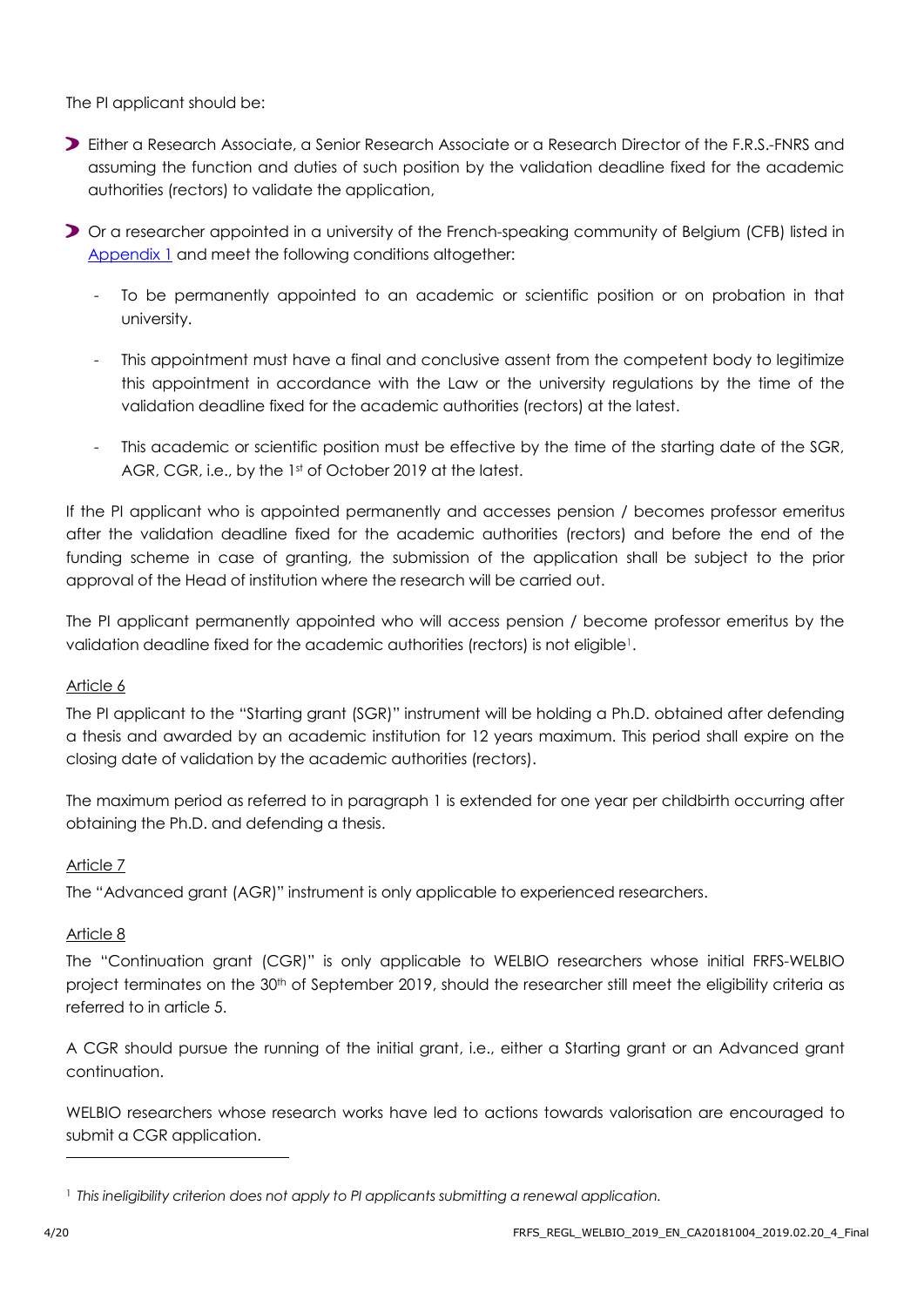The PI applicant should be:

- Either a Research Associate, a Senior Research Associate or a Research Director of the F.R.S.-FNRS and assuming the function and duties of such position by the validation deadline fixed for the academic authorities (rectors) to validate the application,
- Or a researcher appointed in a university of the French-speaking community of Belgium (CFB) listed in [Appendix 1](#) and meet the following conditions altogether:
  - To be permanently appointed to an academic or scientific position or on probation in that university.
  - This appointment must have a final and conclusive assent from the competent body to legitimize this appointment in accordance with the Law or the university regulations by the time of the validation deadline fixed for the academic authorities (rectors) at the latest.
  - This academic or scientific position must be effective by the time of the starting date of the SGR, AGR, CGR, i.e., by the 1st of October 2019 at the latest.

If the PI applicant who is appointed permanently and accesses pension / becomes professor emeritus after the validation deadline fixed for the academic authorities (rectors) and before the end of the funding scheme in case of granting, the submission of the application shall be subject to the prior approval of the Head of institution where the research will be carried out.

The PI applicant permanently appointed who will access pension / become professor emeritus by the validation deadline fixed for the academic authorities (rectors) is not eligible[1].

<u>Article 6</u>

The PI applicant to the "Starting grant (SGR)" instrument will be holding a Ph.D. obtained after defending a thesis and awarded by an academic institution for 12 years maximum. This period shall expire on the closing date of validation by the academic authorities (rectors).

The maximum period as referred to in paragraph 1 is extended for one year per childbirth occurring after obtaining the Ph.D. and defending a thesis.

<u>Article 7</u>

The "Advanced grant (AGR)" instrument is only applicable to experienced researchers.

<u>Article 8</u>

The "Continuation grant (CGR)" is only applicable to WELBIO researchers whose initial FRFS-WELBIO project terminates on the 30th of September 2019, should the researcher still meet the eligibility criteria as referred to in article 5.

A CGR should pursue the running of the initial grant, i.e., either a Starting grant or an Advanced grant continuation.

WELBIO researchers whose research works have led to actions towards valorisation are encouraged to submit a CGR application.

---

[1] *This ineligibility criterion does not apply to PI applicants submitting a renewal application.*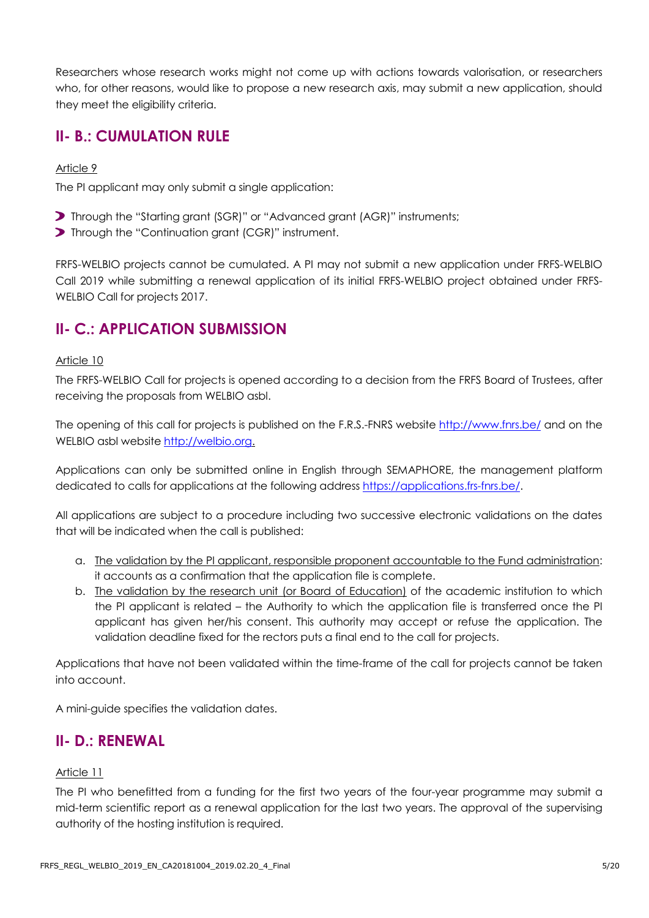Researchers whose research works might not come up with actions towards valorisation, or researchers who, for other reasons, would like to propose a new research axis, may submit a new application, should they meet the eligibility criteria.

## II- B.: CUMULATION RULE

Article 9

The PI applicant may only submit a single application:

- Through the "Starting grant (SGR)" or "Advanced grant (AGR)" instruments;
- Through the "Continuation grant (CGR)" instrument.

FRFS-WELBIO projects cannot be cumulated. A PI may not submit a new application under FRFS-WELBIO Call 2019 while submitting a renewal application of its initial FRFS-WELBIO project obtained under FRFS-WELBIO Call for projects 2017.

## II- C.: APPLICATION SUBMISSION

Article 10

The FRFS-WELBIO Call for projects is opened according to a decision from the FRFS Board of Trustees, after receiving the proposals from WELBIO asbl.

The opening of this call for projects is published on the F.R.S.-FNRS website [http://www.fnrs.be/](http://www.fnrs.be/) and on the WELBIO asbl website [http://welbio.org](http://welbio.org).

Applications can only be submitted online in English through SEMAPHORE, the management platform dedicated to calls for applications at the following address [https://applications.frs-fnrs.be/](https://applications.frs-fnrs.be/).

All applications are subject to a procedure including two successive electronic validations on the dates that will be indicated when the call is published:

a. The validation by the PI applicant, responsible proponent accountable to the Fund administration: it accounts as a confirmation that the application file is complete.
b. The validation by the research unit (or Board of Education) of the academic institution to which the PI applicant is related – the Authority to which the application file is transferred once the PI applicant has given her/his consent. This authority may accept or refuse the application. The validation deadline fixed for the rectors puts a final end to the call for projects.

Applications that have not been validated within the time-frame of the call for projects cannot be taken into account.

A mini-guide specifies the validation dates.

## II- D.: RENEWAL

Article 11

The PI who benefitted from a funding for the first two years of the four-year programme may submit a mid-term scientific report as a renewal application for the last two years. The approval of the supervising authority of the hosting institution is required.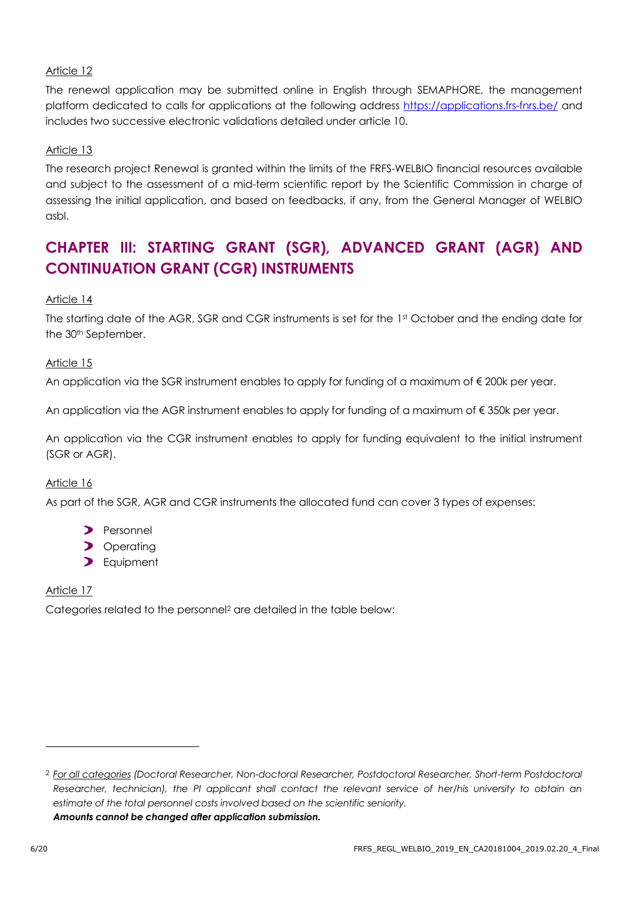Article 12

The renewal application may be submitted online in English through SEMAPHORE, the management platform dedicated to calls for applications at the following address https://applications.frs-fnrs.be/ and includes two successive electronic validations detailed under article 10.

Article 13

The research project Renewal is granted within the limits of the FRFS-WELBIO financial resources available and subject to the assessment of a mid-term scientific report by the Scientific Commission in charge of assessing the initial application, and based on feedbacks, if any, from the General Manager of WELBIO asbl.

## CHAPTER III: STARTING GRANT (SGR), ADVANCED GRANT (AGR) AND CONTINUATION GRANT (CGR) INSTRUMENTS

Article 14

The starting date of the AGR, SGR and CGR instruments is set for the 1st October and the ending date for the 30th September.

Article 15

An application via the SGR instrument enables to apply for funding of a maximum of € 200k per year.

An application via the AGR instrument enables to apply for funding of a maximum of € 350k per year.

An application via the CGR instrument enables to apply for funding equivalent to the initial instrument (SGR or AGR).

Article 16

As part of the SGR, AGR and CGR instruments the allocated fund can cover 3 types of expenses:

- Personnel
- Operating
- Equipment

Article 17

Categories related to the personnel[2] are detailed in the table below:

[2] *For all categories (Doctoral Researcher, Non-doctoral Researcher, Postdoctoral Researcher, Short-term Postdoctoral Researcher, technician), the PI applicant shall contact the relevant service of her/his university to obtain an estimate of the total personnel costs involved based on the scientific seniority.*
***Amounts cannot be changed after application submission.***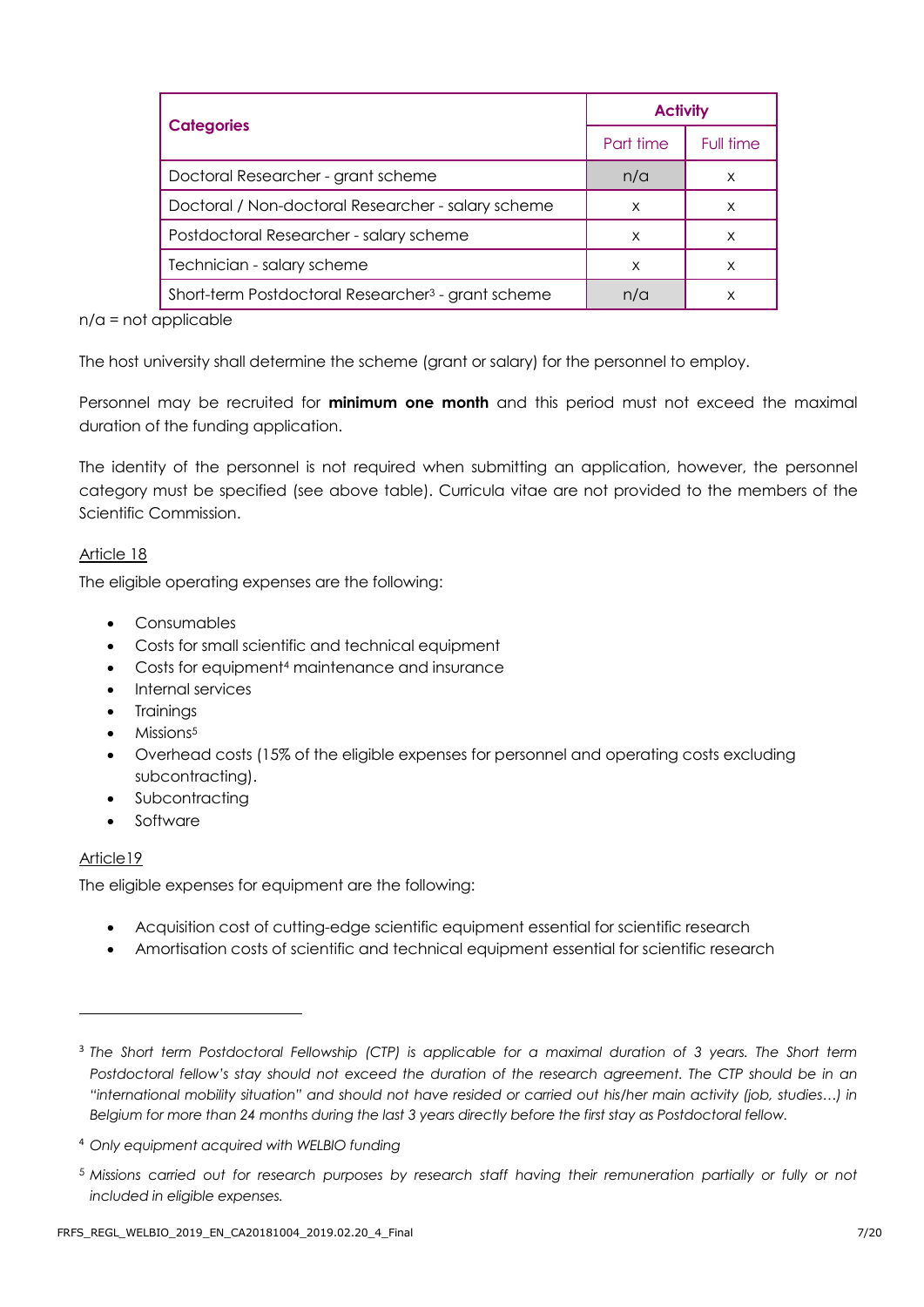| Categories | Activity | |
|---|---|---|
| | Part time | Full time |
| Doctoral Researcher - grant scheme | n/a | x |
| Doctoral / Non-doctoral Researcher - salary scheme | x | x |
| Postdoctoral Researcher - salary scheme | x | x |
| Technician - salary scheme | x | x |
| Short-term Postdoctoral Researcher[3] - grant scheme | n/a | x |

n/a = not applicable

The host university shall determine the scheme (grant or salary) for the personnel to employ.

Personnel may be recruited for **minimum one month** and this period must not exceed the maximal duration of the funding application.

The identity of the personnel is not required when submitting an application, however, the personnel category must be specified (see above table). Curricula vitae are not provided to the members of the Scientific Commission.

Article 18

The eligible operating expenses are the following:

- Consumables
- Costs for small scientific and technical equipment
- Costs for equipment[4] maintenance and insurance
- Internal services
- Trainings
- Missions[5]
- Overhead costs (15% of the eligible expenses for personnel and operating costs excluding subcontracting).
- Subcontracting
- Software

Article19

The eligible expenses for equipment are the following:

- Acquisition cost of cutting-edge scientific equipment essential for scientific research
- Amortisation costs of scientific and technical equipment essential for scientific research

[3] *The Short term Postdoctoral Fellowship (CTP) is applicable for a maximal duration of 3 years. The Short term Postdoctoral fellow's stay should not exceed the duration of the research agreement. The CTP should be in an "international mobility situation" and should not have resided or carried out his/her main activity (job, studies…) in Belgium for more than 24 months during the last 3 years directly before the first stay as Postdoctoral fellow.*

[4] *Only equipment acquired with WELBIO funding*

[5] *Missions carried out for research purposes by research staff having their remuneration partially or fully or not included in eligible expenses.*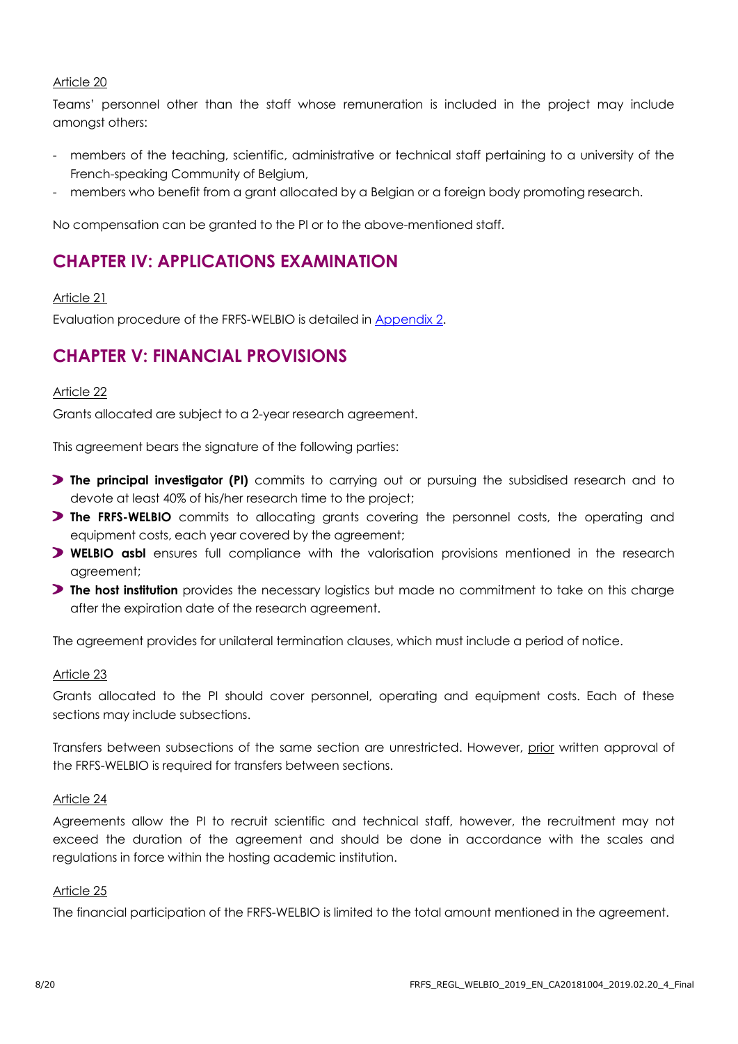Article 20

Teams' personnel other than the staff whose remuneration is included in the project may include amongst others:

- members of the teaching, scientific, administrative or technical staff pertaining to a university of the French-speaking Community of Belgium,
- members who benefit from a grant allocated by a Belgian or a foreign body promoting research.

No compensation can be granted to the PI or to the above-mentioned staff.

## CHAPTER IV: APPLICATIONS EXAMINATION

Article 21

Evaluation procedure of the FRFS-WELBIO is detailed in Appendix 2.

## CHAPTER V: FINANCIAL PROVISIONS

Article 22

Grants allocated are subject to a 2-year research agreement.

This agreement bears the signature of the following parties:

- **The principal investigator (PI)** commits to carrying out or pursuing the subsidised research and to devote at least 40% of his/her research time to the project;
- **The FRFS-WELBIO** commits to allocating grants covering the personnel costs, the operating and equipment costs, each year covered by the agreement;
- **WELBIO asbl** ensures full compliance with the valorisation provisions mentioned in the research agreement;
- **The host institution** provides the necessary logistics but made no commitment to take on this charge after the expiration date of the research agreement.

The agreement provides for unilateral termination clauses, which must include a period of notice.

Article 23

Grants allocated to the PI should cover personnel, operating and equipment costs. Each of these sections may include subsections.

Transfers between subsections of the same section are unrestricted. However, prior written approval of the FRFS-WELBIO is required for transfers between sections.

Article 24

Agreements allow the PI to recruit scientific and technical staff, however, the recruitment may not exceed the duration of the agreement and should be done in accordance with the scales and regulations in force within the hosting academic institution.

Article 25

The financial participation of the FRFS-WELBIO is limited to the total amount mentioned in the agreement.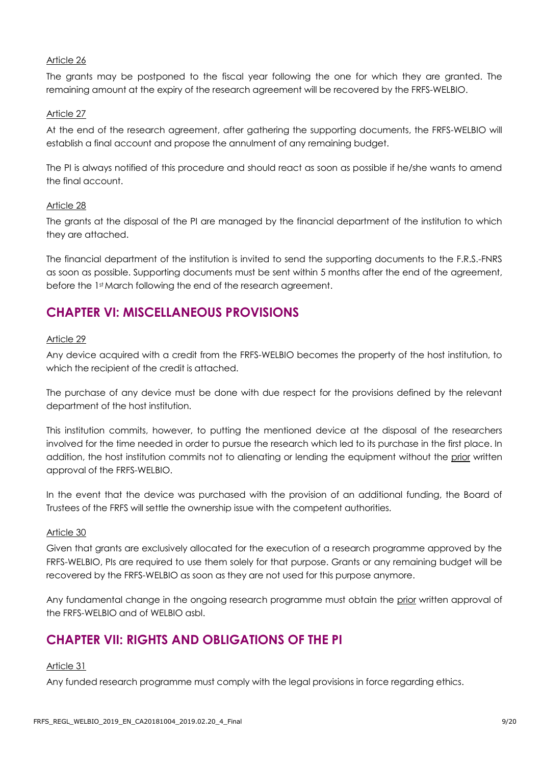Article 26

The grants may be postponed to the fiscal year following the one for which they are granted. The remaining amount at the expiry of the research agreement will be recovered by the FRFS-WELBIO.

Article 27

At the end of the research agreement, after gathering the supporting documents, the FRFS-WELBIO will establish a final account and propose the annulment of any remaining budget.

The PI is always notified of this procedure and should react as soon as possible if he/she wants to amend the final account.

Article 28

The grants at the disposal of the PI are managed by the financial department of the institution to which they are attached.

The financial department of the institution is invited to send the supporting documents to the F.R.S.-FNRS as soon as possible. Supporting documents must be sent within 5 months after the end of the agreement, before the 1st March following the end of the research agreement.

## CHAPTER VI: MISCELLANEOUS PROVISIONS

Article 29

Any device acquired with a credit from the FRFS-WELBIO becomes the property of the host institution, to which the recipient of the credit is attached.

The purchase of any device must be done with due respect for the provisions defined by the relevant department of the host institution.

This institution commits, however, to putting the mentioned device at the disposal of the researchers involved for the time needed in order to pursue the research which led to its purchase in the first place. In addition, the host institution commits not to alienating or lending the equipment without the prior written approval of the FRFS-WELBIO.

In the event that the device was purchased with the provision of an additional funding, the Board of Trustees of the FRFS will settle the ownership issue with the competent authorities.

Article 30

Given that grants are exclusively allocated for the execution of a research programme approved by the FRFS-WELBIO, PIs are required to use them solely for that purpose. Grants or any remaining budget will be recovered by the FRFS-WELBIO as soon as they are not used for this purpose anymore.

Any fundamental change in the ongoing research programme must obtain the prior written approval of the FRFS-WELBIO and of WELBIO asbl.

## CHAPTER VII: RIGHTS AND OBLIGATIONS OF THE PI

Article 31

Any funded research programme must comply with the legal provisions in force regarding ethics.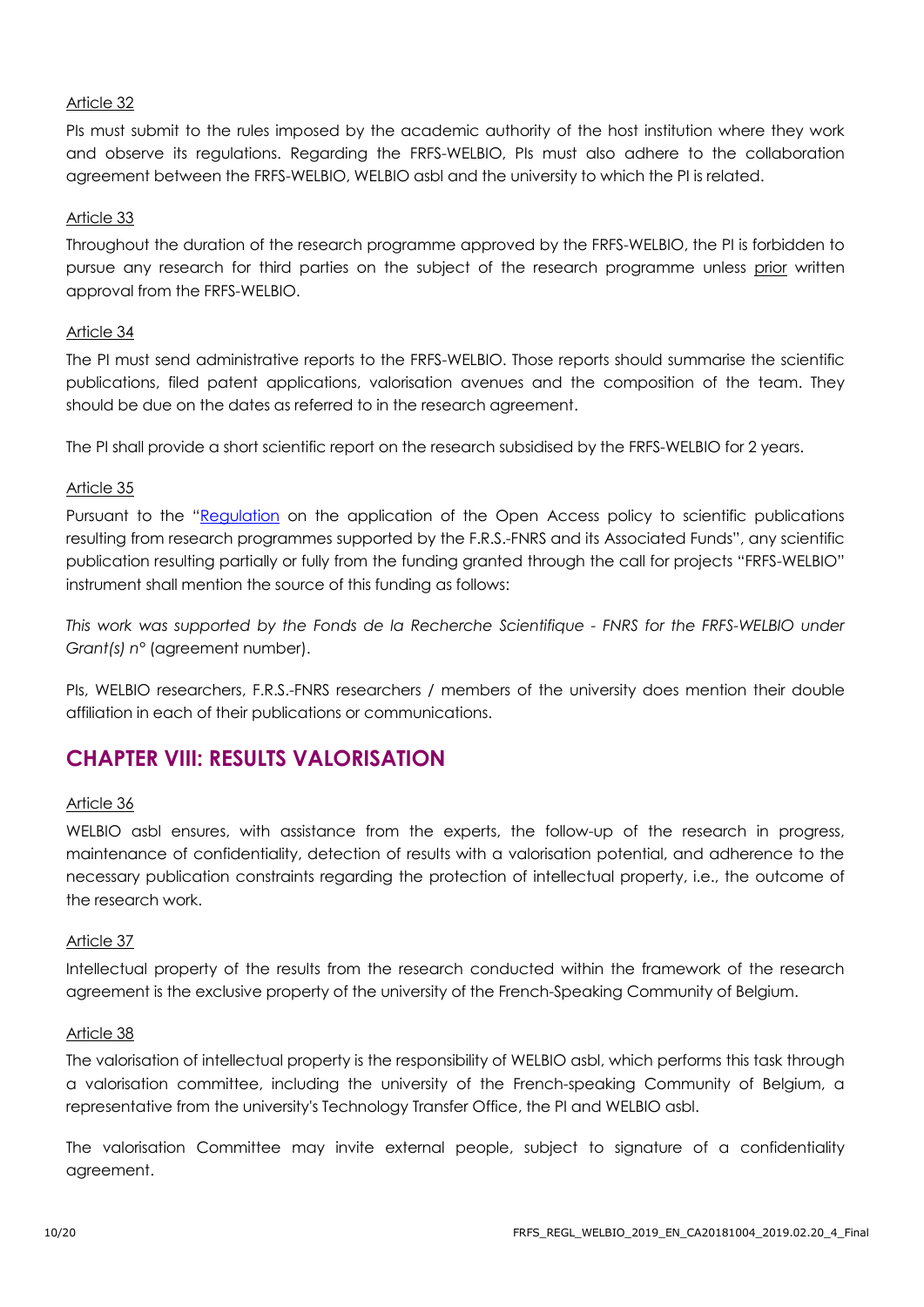Article 32

PIs must submit to the rules imposed by the academic authority of the host institution where they work and observe its regulations. Regarding the FRFS-WELBIO, PIs must also adhere to the collaboration agreement between the FRFS-WELBIO, WELBIO asbl and the university to which the PI is related.

Article 33

Throughout the duration of the research programme approved by the FRFS-WELBIO, the PI is forbidden to pursue any research for third parties on the subject of the research programme unless prior written approval from the FRFS-WELBIO.

Article 34

The PI must send administrative reports to the FRFS-WELBIO. Those reports should summarise the scientific publications, filed patent applications, valorisation avenues and the composition of the team. They should be due on the dates as referred to in the research agreement.

The PI shall provide a short scientific report on the research subsidised by the FRFS-WELBIO for 2 years.

Article 35

Pursuant to the "Regulation on the application of the Open Access policy to scientific publications resulting from research programmes supported by the F.R.S.-FNRS and its Associated Funds", any scientific publication resulting partially or fully from the funding granted through the call for projects "FRFS-WELBIO" instrument shall mention the source of this funding as follows:

*This work was supported by the Fonds de la Recherche Scientifique - FNRS for the FRFS-WELBIO under Grant(s) n°* (agreement number).

PIs, WELBIO researchers, F.R.S.-FNRS researchers / members of the university does mention their double affiliation in each of their publications or communications.

## CHAPTER VIII: RESULTS VALORISATION

Article 36

WELBIO asbl ensures, with assistance from the experts, the follow-up of the research in progress, maintenance of confidentiality, detection of results with a valorisation potential, and adherence to the necessary publication constraints regarding the protection of intellectual property, i.e., the outcome of the research work.

Article 37

Intellectual property of the results from the research conducted within the framework of the research agreement is the exclusive property of the university of the French-Speaking Community of Belgium.

Article 38

The valorisation of intellectual property is the responsibility of WELBIO asbl, which performs this task through a valorisation committee, including the university of the French-speaking Community of Belgium, a representative from the university's Technology Transfer Office, the PI and WELBIO asbl.

The valorisation Committee may invite external people, subject to signature of a confidentiality agreement.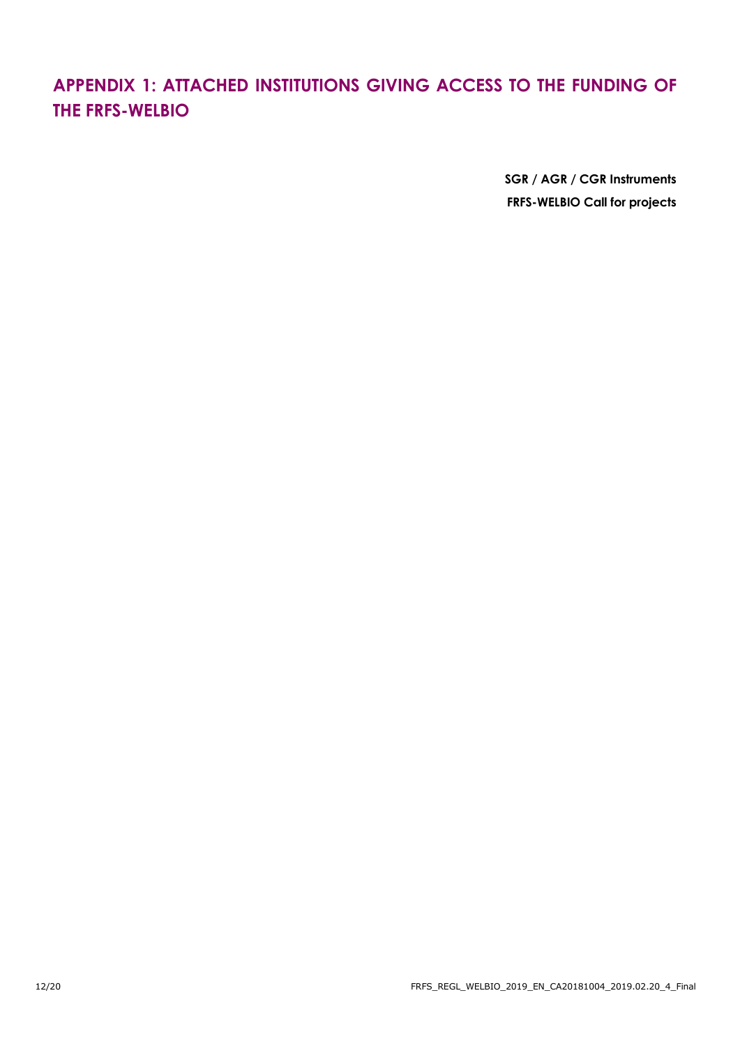# APPENDIX 1: ATTACHED INSTITUTIONS GIVING ACCESS TO THE FUNDING OF THE FRFS-WELBIO

**SGR / AGR / CGR Instruments**
**FRFS-WELBIO Call for projects**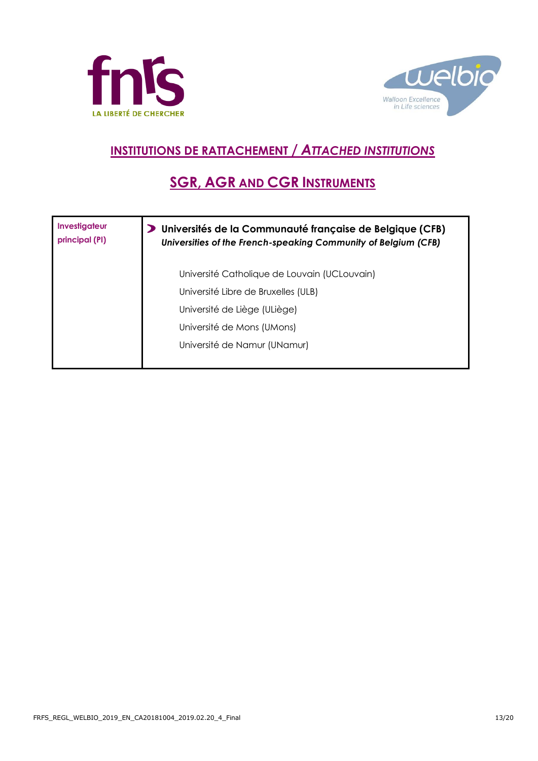## INSTITUTIONS DE RATTACHEMENT / *ATTACHED INSTITUTIONS*

## SGR, AGR AND CGR INSTRUMENTS

| **Investigateur principal (PI)** | **Universités de la Communauté française de Belgique (CFB)**<br>***Universities of the French-speaking Community of Belgium (CFB)***<br><br>Université Catholique de Louvain (UCLouvain)<br>Université Libre de Bruxelles (ULB)<br>Université de Liège (ULiège)<br>Université de Mons (UMons)<br>Université de Namur (UNamur) |
|---|---|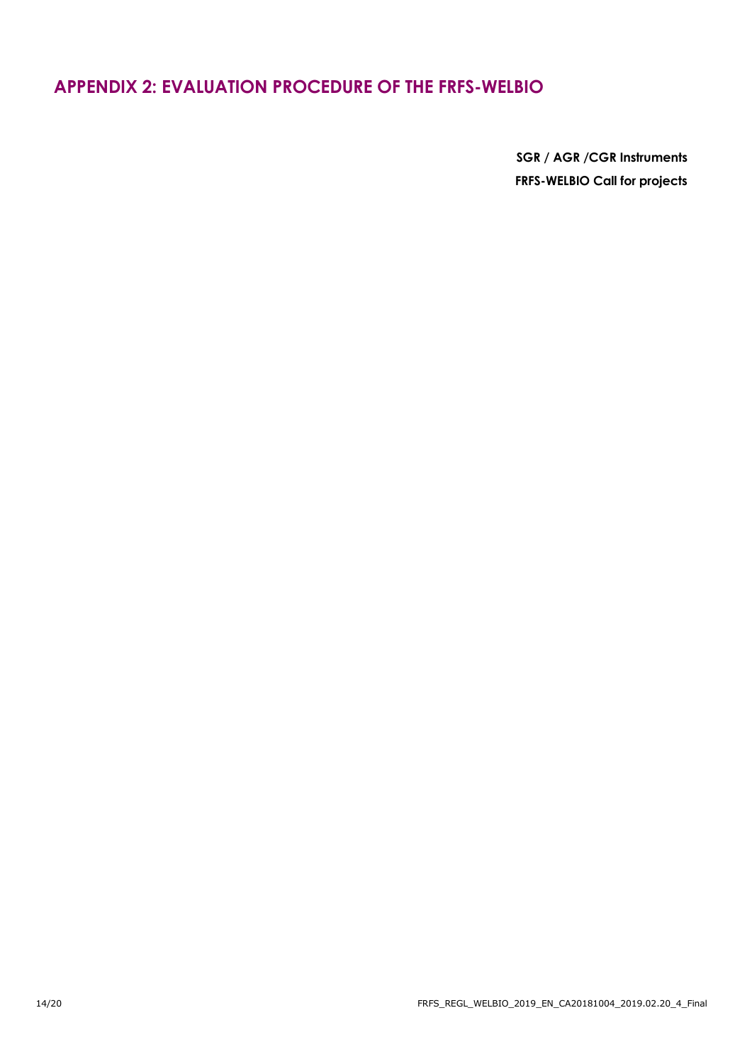# APPENDIX 2: EVALUATION PROCEDURE OF THE FRFS-WELBIO

**SGR / AGR /CGR Instruments**

**FRFS-WELBIO Call for projects**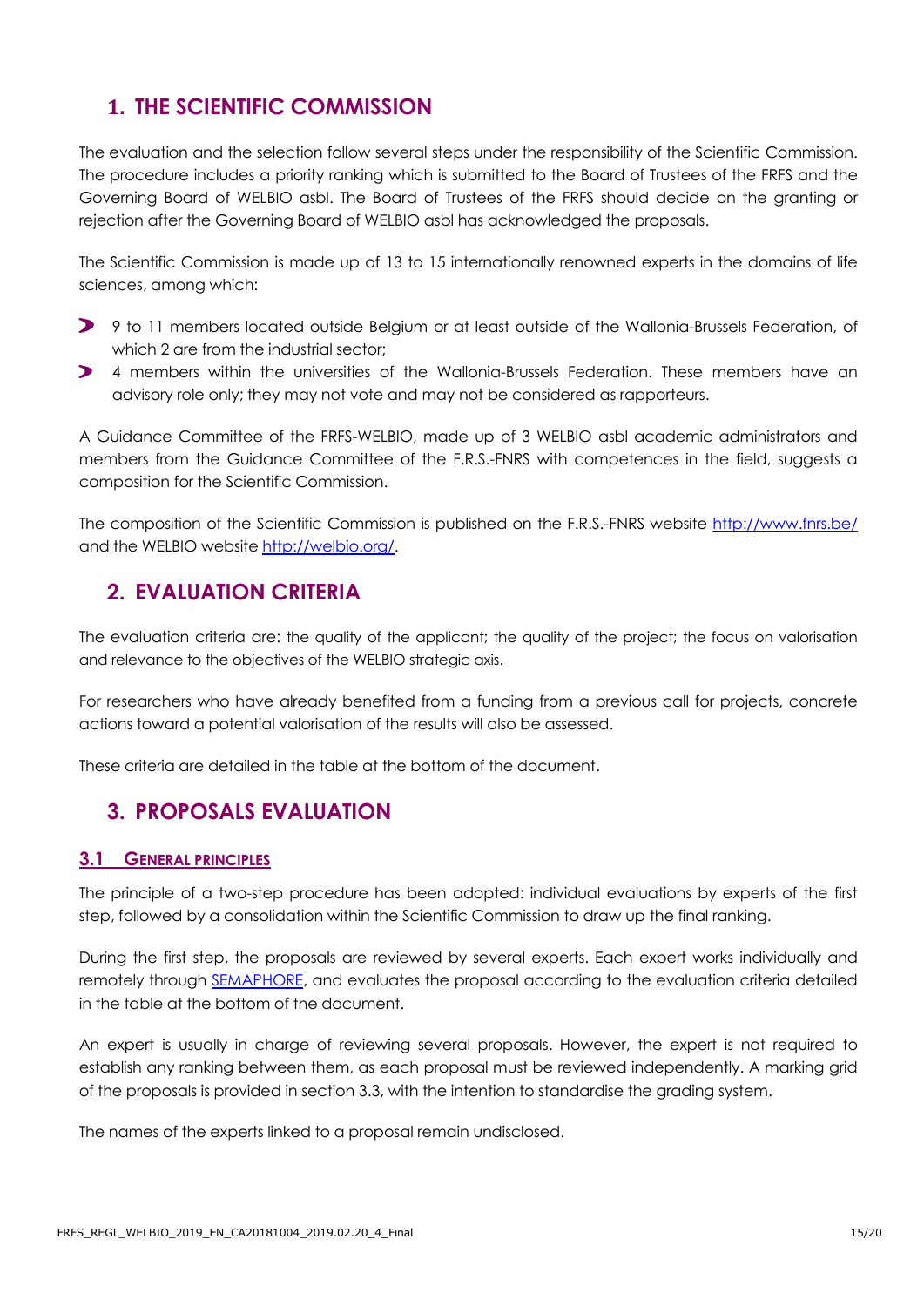## 1. THE SCIENTIFIC COMMISSION

The evaluation and the selection follow several steps under the responsibility of the Scientific Commission. The procedure includes a priority ranking which is submitted to the Board of Trustees of the FRFS and the Governing Board of WELBIO asbl. The Board of Trustees of the FRFS should decide on the granting or rejection after the Governing Board of WELBIO asbl has acknowledged the proposals.

The Scientific Commission is made up of 13 to 15 internationally renowned experts in the domains of life sciences, among which:

- 9 to 11 members located outside Belgium or at least outside of the Wallonia-Brussels Federation, of which 2 are from the industrial sector;
- 4 members within the universities of the Wallonia-Brussels Federation. These members have an advisory role only; they may not vote and may not be considered as rapporteurs.

A Guidance Committee of the FRFS-WELBIO, made up of 3 WELBIO asbl academic administrators and members from the Guidance Committee of the F.R.S.-FNRS with competences in the field, suggests a composition for the Scientific Commission.

The composition of the Scientific Commission is published on the F.R.S.-FNRS website [http://www.fnrs.be/](http://www.fnrs.be/) and the WELBIO website [http://welbio.org/](http://welbio.org/).

## 2. EVALUATION CRITERIA

The evaluation criteria are: the quality of the applicant; the quality of the project; the focus on valorisation and relevance to the objectives of the WELBIO strategic axis.

For researchers who have already benefited from a funding from a previous call for projects, concrete actions toward a potential valorisation of the results will also be assessed.

These criteria are detailed in the table at the bottom of the document.

## 3. PROPOSALS EVALUATION

### 3.1 GENERAL PRINCIPLES

The principle of a two-step procedure has been adopted: individual evaluations by experts of the first step, followed by a consolidation within the Scientific Commission to draw up the final ranking.

During the first step, the proposals are reviewed by several experts. Each expert works individually and remotely through SEMAPHORE, and evaluates the proposal according to the evaluation criteria detailed in the table at the bottom of the document.

An expert is usually in charge of reviewing several proposals. However, the expert is not required to establish any ranking between them, as each proposal must be reviewed independently. A marking grid of the proposals is provided in section 3.3, with the intention to standardise the grading system.

The names of the experts linked to a proposal remain undisclosed.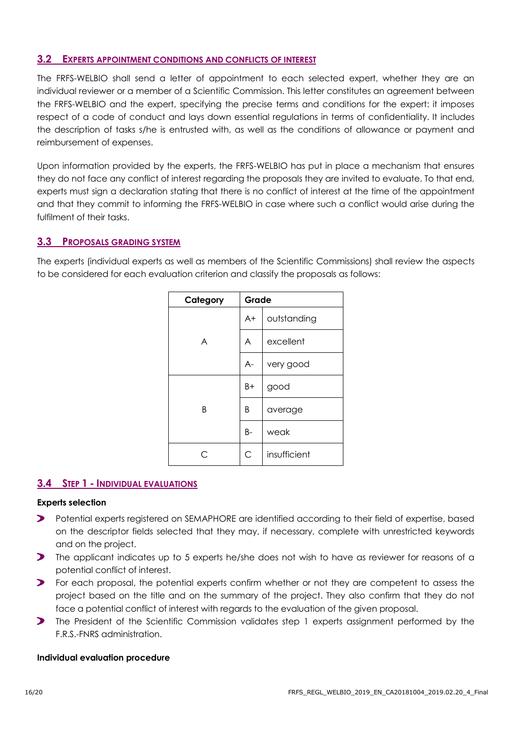## 3.2 EXPERTS APPOINTMENT CONDITIONS AND CONFLICTS OF INTEREST

The FRFS-WELBIO shall send a letter of appointment to each selected expert, whether they are an individual reviewer or a member of a Scientific Commission. This letter constitutes an agreement between the FRFS-WELBIO and the expert, specifying the precise terms and conditions for the expert: it imposes respect of a code of conduct and lays down essential regulations in terms of confidentiality. It includes the description of tasks s/he is entrusted with, as well as the conditions of allowance or payment and reimbursement of expenses.

Upon information provided by the experts, the FRFS-WELBIO has put in place a mechanism that ensures they do not face any conflict of interest regarding the proposals they are invited to evaluate. To that end, experts must sign a declaration stating that there is no conflict of interest at the time of the appointment and that they commit to informing the FRFS-WELBIO in case where such a conflict would arise during the fulfilment of their tasks.

## 3.3 PROPOSALS GRADING SYSTEM

The experts (individual experts as well as members of the Scientific Commissions) shall review the aspects to be considered for each evaluation criterion and classify the proposals as follows:

| Category | Grade | |
|---|---|---|
| A | A+ | outstanding |
| | A | excellent |
| | A- | very good |
| B | B+ | good |
| | B | average |
| | B- | weak |
| C | C | insufficient |

## 3.4 STEP 1 - INDIVIDUAL EVALUATIONS

**Experts selection**

- Potential experts registered on SEMAPHORE are identified according to their field of expertise, based on the descriptor fields selected that they may, if necessary, complete with unrestricted keywords and on the project.
- The applicant indicates up to 5 experts he/she does not wish to have as reviewer for reasons of a potential conflict of interest.
- For each proposal, the potential experts confirm whether or not they are competent to assess the project based on the title and on the summary of the project. They also confirm that they do not face a potential conflict of interest with regards to the evaluation of the given proposal.
- The President of the Scientific Commission validates step 1 experts assignment performed by the F.R.S.-FNRS administration.

**Individual evaluation procedure**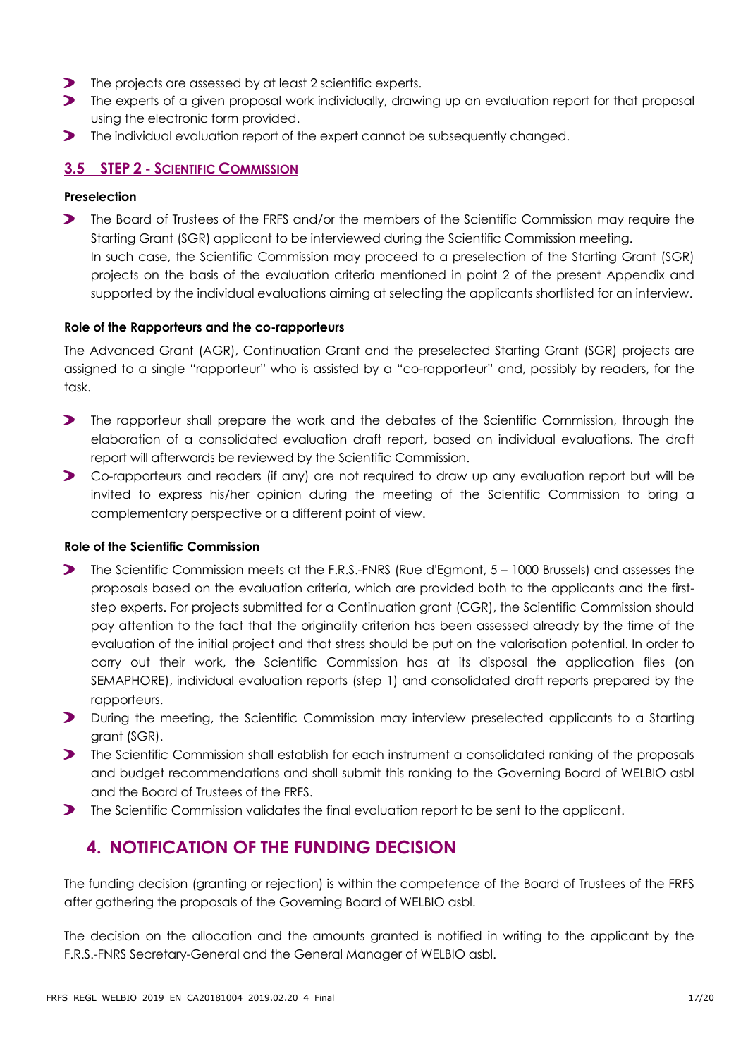- The projects are assessed by at least 2 scientific experts.
- The experts of a given proposal work individually, drawing up an evaluation report for that proposal using the electronic form provided.
- The individual evaluation report of the expert cannot be subsequently changed.

### 3.5 STEP 2 - Scientific Commission

#### Preselection

- The Board of Trustees of the FRFS and/or the members of the Scientific Commission may require the Starting Grant (SGR) applicant to be interviewed during the Scientific Commission meeting.
  In such case, the Scientific Commission may proceed to a preselection of the Starting Grant (SGR) projects on the basis of the evaluation criteria mentioned in point 2 of the present Appendix and supported by the individual evaluations aiming at selecting the applicants shortlisted for an interview.

#### Role of the Rapporteurs and the co-rapporteurs

The Advanced Grant (AGR), Continuation Grant and the preselected Starting Grant (SGR) projects are assigned to a single "rapporteur" who is assisted by a "co-rapporteur" and, possibly by readers, for the task.

- The rapporteur shall prepare the work and the debates of the Scientific Commission, through the elaboration of a consolidated evaluation draft report, based on individual evaluations. The draft report will afterwards be reviewed by the Scientific Commission.
- Co-rapporteurs and readers (if any) are not required to draw up any evaluation report but will be invited to express his/her opinion during the meeting of the Scientific Commission to bring a complementary perspective or a different point of view.

#### Role of the Scientific Commission

- The Scientific Commission meets at the F.R.S.-FNRS (Rue d'Egmont, 5 – 1000 Brussels) and assesses the proposals based on the evaluation criteria, which are provided both to the applicants and the first-step experts. For projects submitted for a Continuation grant (CGR), the Scientific Commission should pay attention to the fact that the originality criterion has been assessed already by the time of the evaluation of the initial project and that stress should be put on the valorisation potential. In order to carry out their work, the Scientific Commission has at its disposal the application files (on SEMAPHORE), individual evaluation reports (step 1) and consolidated draft reports prepared by the rapporteurs.
- During the meeting, the Scientific Commission may interview preselected applicants to a Starting grant (SGR).
- The Scientific Commission shall establish for each instrument a consolidated ranking of the proposals and budget recommendations and shall submit this ranking to the Governing Board of WELBIO asbl and the Board of Trustees of the FRFS.
- The Scientific Commission validates the final evaluation report to be sent to the applicant.

## 4. NOTIFICATION OF THE FUNDING DECISION

The funding decision (granting or rejection) is within the competence of the Board of Trustees of the FRFS after gathering the proposals of the Governing Board of WELBIO asbl.

The decision on the allocation and the amounts granted is notified in writing to the applicant by the F.R.S.-FNRS Secretary-General and the General Manager of WELBIO asbl.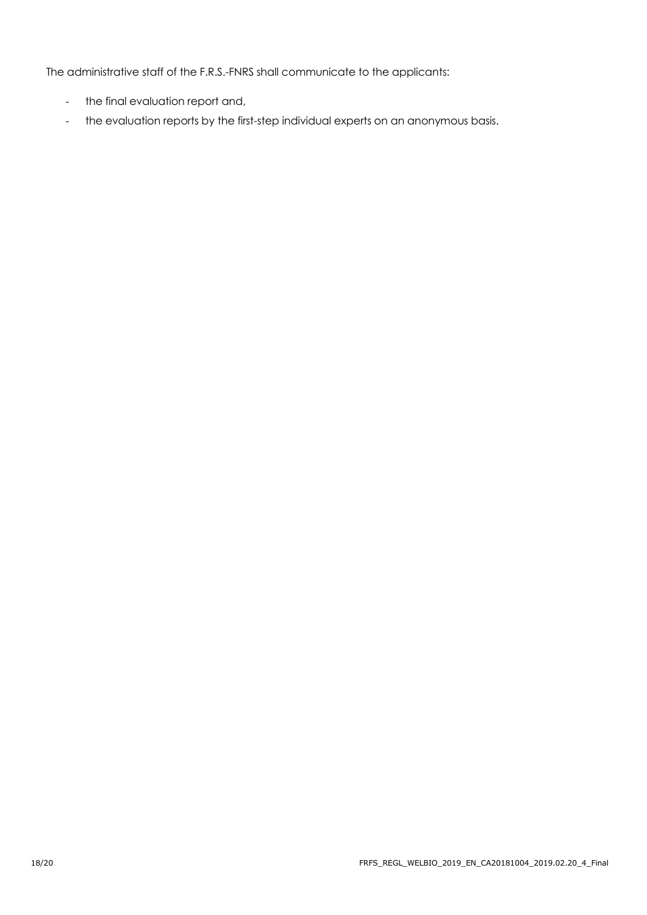The administrative staff of the F.R.S.-FNRS shall communicate to the applicants:

- the final evaluation report and,
- the evaluation reports by the first-step individual experts on an anonymous basis.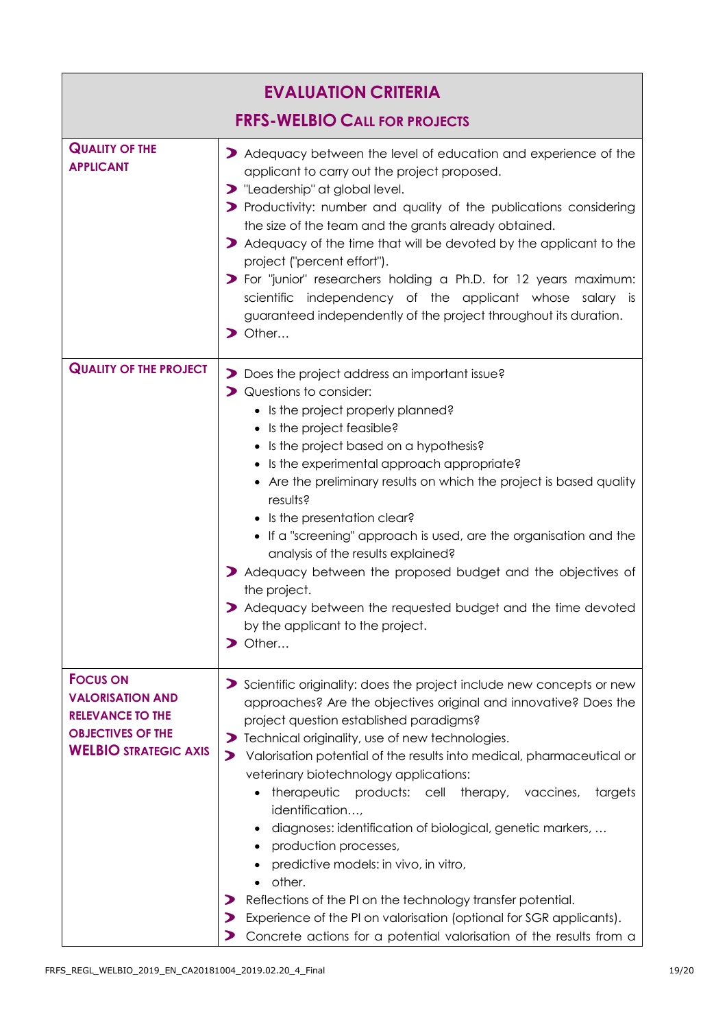| **EVALUATION CRITERIA**<br>**FRFS-WELBIO CALL FOR PROJECTS** | |
|---|---|
| **QUALITY OF THE APPLICANT** | ➤ Adequacy between the level of education and experience of the applicant to carry out the project proposed.<br>➤ "Leadership" at global level.<br>➤ Productivity: number and quality of the publications considering the size of the team and the grants already obtained.<br>➤ Adequacy of the time that will be devoted by the applicant to the project ("percent effort").<br>➤ For "junior" researchers holding a Ph.D. for 12 years maximum: scientific independency of the applicant whose salary is guaranteed independently of the project throughout its duration.<br>➤ Other… |
| **QUALITY OF THE PROJECT** | ➤ Does the project address an important issue?<br>➤ Questions to consider:<br>• Is the project properly planned?<br>• Is the project feasible?<br>• Is the project based on a hypothesis?<br>• Is the experimental approach appropriate?<br>• Are the preliminary results on which the project is based quality results?<br>• Is the presentation clear?<br>• If a "screening" approach is used, are the organisation and the analysis of the results explained?<br>➤ Adequacy between the proposed budget and the objectives of the project.<br>➤ Adequacy between the requested budget and the time devoted by the applicant to the project.<br>➤ Other… |
| **FOCUS ON VALORISATION AND RELEVANCE TO THE OBJECTIVES OF THE WELBIO STRATEGIC AXIS** | ➤ Scientific originality: does the project include new concepts or new approaches? Are the objectives original and innovative? Does the project question established paradigms?<br>➤ Technical originality, use of new technologies.<br>➤ Valorisation potential of the results into medical, pharmaceutical or veterinary biotechnology applications:<br>• therapeutic products: cell therapy, vaccines, targets identification…,<br>• diagnoses: identification of biological, genetic markers, …<br>• production processes,<br>• predictive models: in vivo, in vitro,<br>• other.<br>➤ Reflections of the PI on the technology transfer potential.<br>➤ Experience of the PI on valorisation (optional for SGR applicants).<br>➤ Concrete actions for a potential valorisation of the results from a |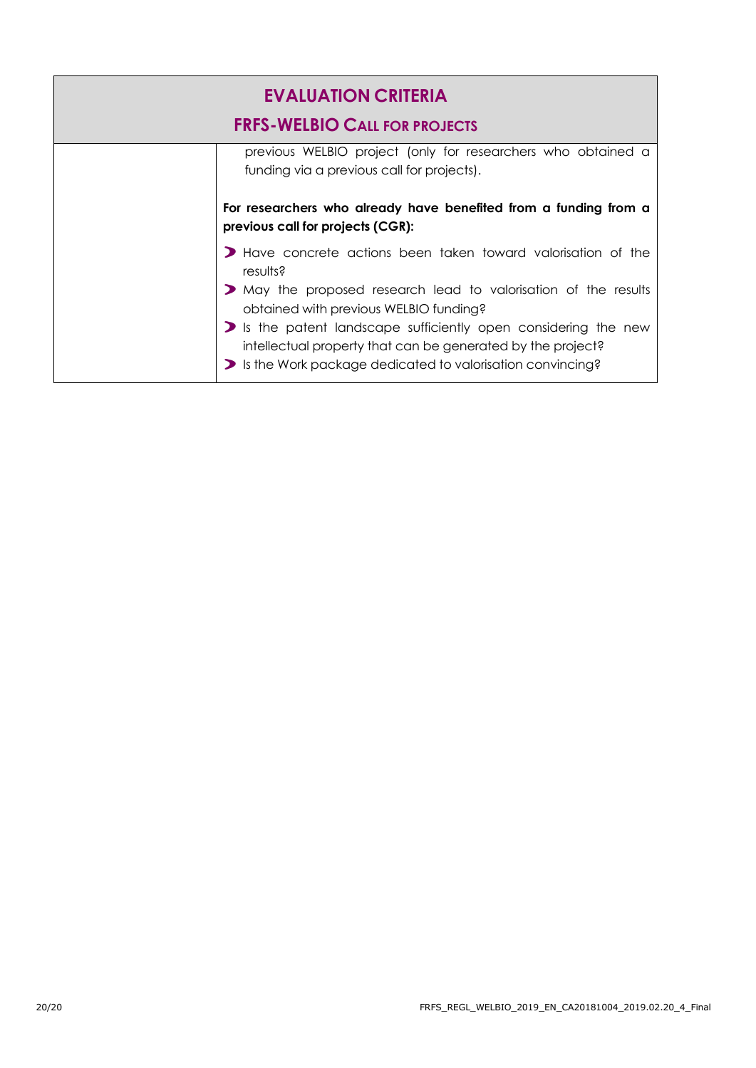# EVALUATION CRITERIA

## FRFS-WELBIO CALL FOR PROJECTS

| | |
|---|---|
| | previous WELBIO project (only for researchers who obtained a funding via a previous call for projects).<br><br>**For researchers who already have benefited from a funding from a previous call for projects (CGR):**<br><br>➤ Have concrete actions been taken toward valorisation of the results?<br>➤ May the proposed research lead to valorisation of the results obtained with previous WELBIO funding?<br>➤ Is the patent landscape sufficiently open considering the new intellectual property that can be generated by the project?<br>➤ Is the Work package dedicated to valorisation convincing? |